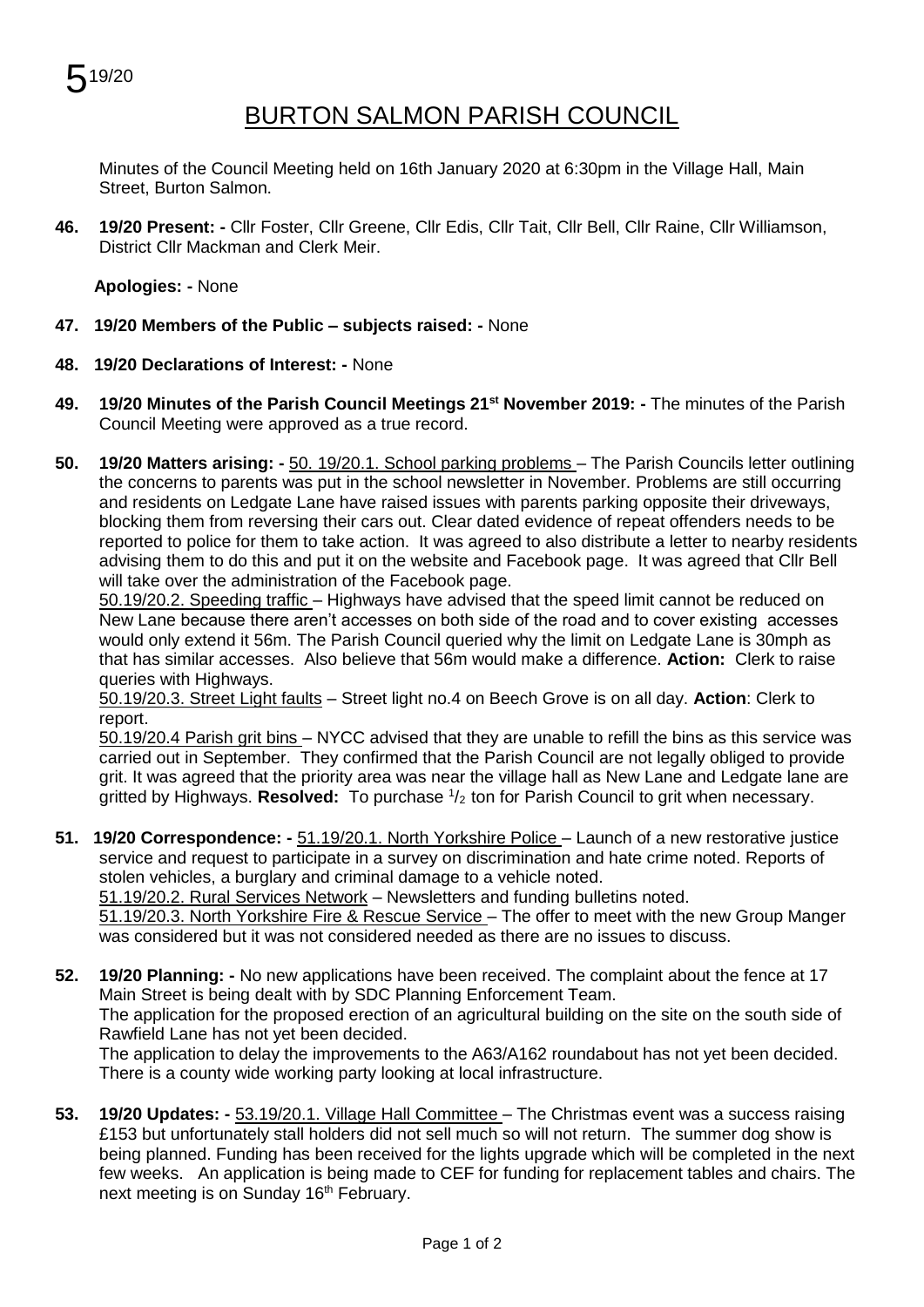5 19/20

# BURTON SALMON PARISH COUNCIL

Minutes of the Council Meeting held on 16th January 2020 at 6:30pm in the Village Hall, Main Street, Burton Salmon.

**46. 19/20 Present: -** Cllr Foster, Cllr Greene, Cllr Edis, Cllr Tait, Cllr Bell, Cllr Raine, Cllr Williamson, District Cllr Mackman and Clerk Meir.

**Apologies: -** None

**47. 19/20 Members of the Public – subjects raised: -** None

**48. 19/20 Declarations of Interest: -** None

**49. 19/20 Minutes of the Parish Council Meetings 21st November 2019: -** The minutes of the Parish Council Meeting were approved as a true record.

**50. 19/20 Matters arising: -** 50. 19/20.1. School parking problems – The Parish Councils letter outlining the concerns to parents was put in the school newsletter in November. Problems are still occurring and residents on Ledgate Lane have raised issues with parents parking opposite their driveways, blocking them from reversing their cars out. Clear dated evidence of repeat offenders needs to be reported to police for them to take action. It was agreed to also distribute a letter to nearby residents advising them to do this and put it on the website and Facebook page. It was agreed that Cllr Bell will take over the administration of the Facebook page.

50.19/20.2. Speeding traffic – Highways have advised that the speed limit cannot be reduced on New Lane because there aren't accesses on both side of the road and to cover existing accesses would only extend it 56m. The Parish Council queried why the limit on Ledgate Lane is 30mph as that has similar accesses. Also believe that 56m would make a difference. **Action:** Clerk to raise queries with Highways.

50.19/20.3. Street Light faults – Street light no.4 on Beech Grove is on all day. **Action**: Clerk to report.

50.19/20.4 Parish grit bins – NYCC advised that they are unable to refill the bins as this service was carried out in September. They confirmed that the Parish Council are not legally obliged to provide grit. It was agreed that the priority area was near the village hall as New Lane and Ledgate lane are gritted by Highways. **Resolved:** To purchase 1/2 ton for Parish Council to grit when necessary.

**51. 19/20 Correspondence: -** 51.19/20.1. North Yorkshire Police – Launch of a new restorative justice service and request to participate in a survey on discrimination and hate crime noted. Reports of stolen vehicles, a burglary and criminal damage to a vehicle noted.

51.19/20.2. Rural Services Network – Newsletters and funding bulletins noted.

51.19/20.3. North Yorkshire Fire & Rescue Service – The offer to meet with the new Group Manger was considered but it was not considered needed as there are no issues to discuss.

**52. 19/20 Planning: -** No new applications have been received. The complaint about the fence at 17 Main Street is being dealt with by SDC Planning Enforcement Team.

The application for the proposed erection of an agricultural building on the site on the south side of Rawfield Lane has not yet been decided.

The application to delay the improvements to the A63/A162 roundabout has not yet been decided. There is a county wide working party looking at local infrastructure.

**53. 19/20 Updates: -** 53.19/20.1. Village Hall Committee – The Christmas event was a success raising £153 but unfortunately stall holders did not sell much so will not return. The summer dog show is being planned. Funding has been received for the lights upgrade which will be completed in the next few weeks. An application is being made to CEF for funding for replacement tables and chairs. The next meeting is on Sunday 16th February.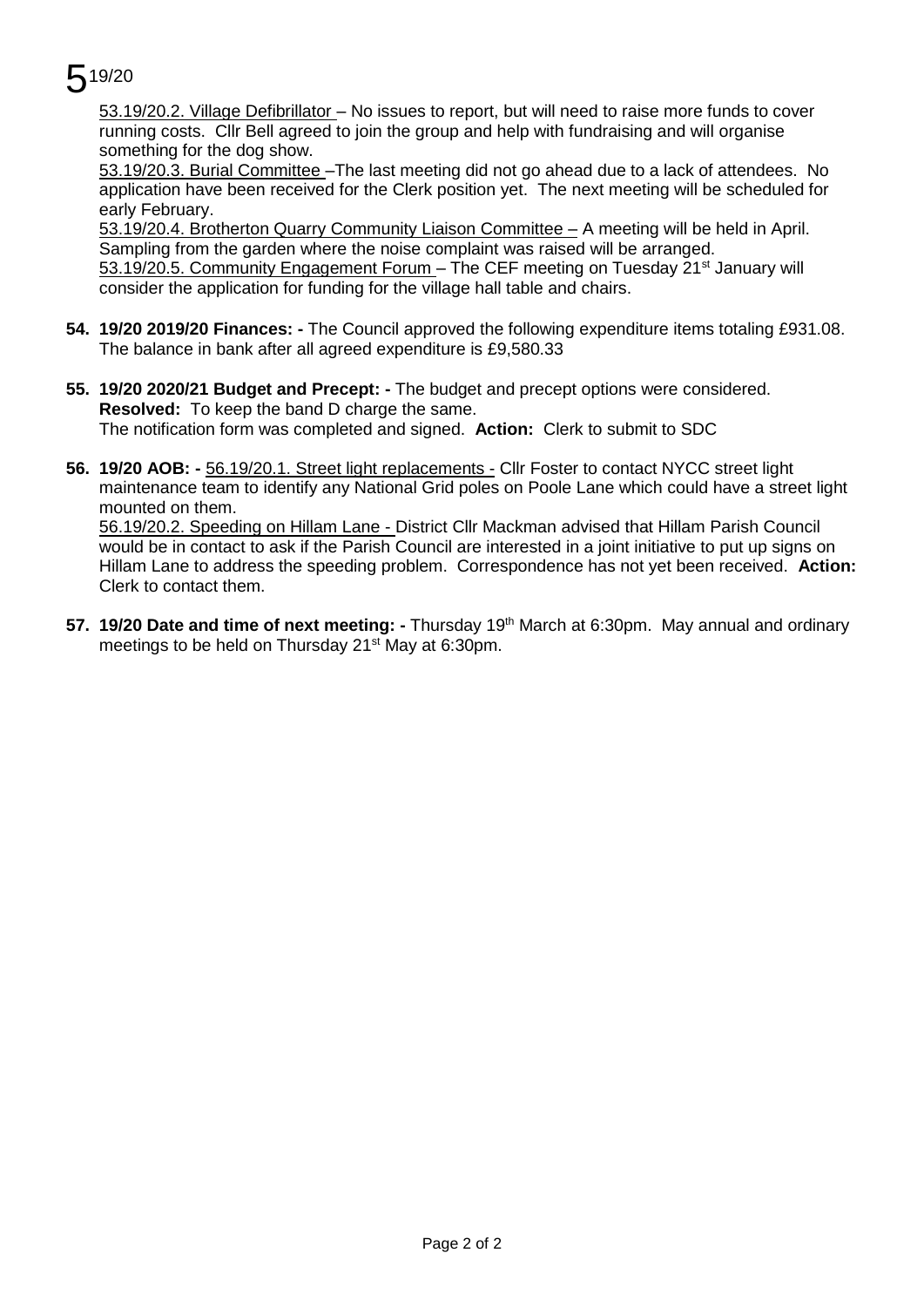53.19/20.2. Village Defibrillator – No issues to report, but will need to raise more funds to cover running costs. Cllr Bell agreed to join the group and help with fundraising and will organise something for the dog show.

53.19/20.3. Burial Committee –The last meeting did not go ahead due to a lack of attendees. No application have been received for the Clerk position yet. The next meeting will be scheduled for early February.

53.19/20.4. Brotherton Quarry Community Liaison Committee – A meeting will be held in April. Sampling from the garden where the noise complaint was raised will be arranged.

53.19/20.5. Community Engagement Forum – The CEF meeting on Tuesday 21st January will consider the application for funding for the village hall table and chairs.

**54. 19/20 2019/20 Finances: -** The Council approved the following expenditure items totaling £931.08. The balance in bank after all agreed expenditure is £9,580.33

**55. 19/20 2020/21 Budget and Precept: -** The budget and precept options were considered.
**Resolved:** To keep the band D charge the same.
The notification form was completed and signed. **Action:** Clerk to submit to SDC

**56. 19/20 AOB: -** 56.19/20.1. Street light replacements - Cllr Foster to contact NYCC street light maintenance team to identify any National Grid poles on Poole Lane which could have a street light mounted on them.

56.19/20.2. Speeding on Hillam Lane - District Cllr Mackman advised that Hillam Parish Council would be in contact to ask if the Parish Council are interested in a joint initiative to put up signs on Hillam Lane to address the speeding problem. Correspondence has not yet been received. **Action:** Clerk to contact them.

**57. 19/20 Date and time of next meeting: -** Thursday 19th March at 6:30pm. May annual and ordinary meetings to be held on Thursday 21st May at 6:30pm.